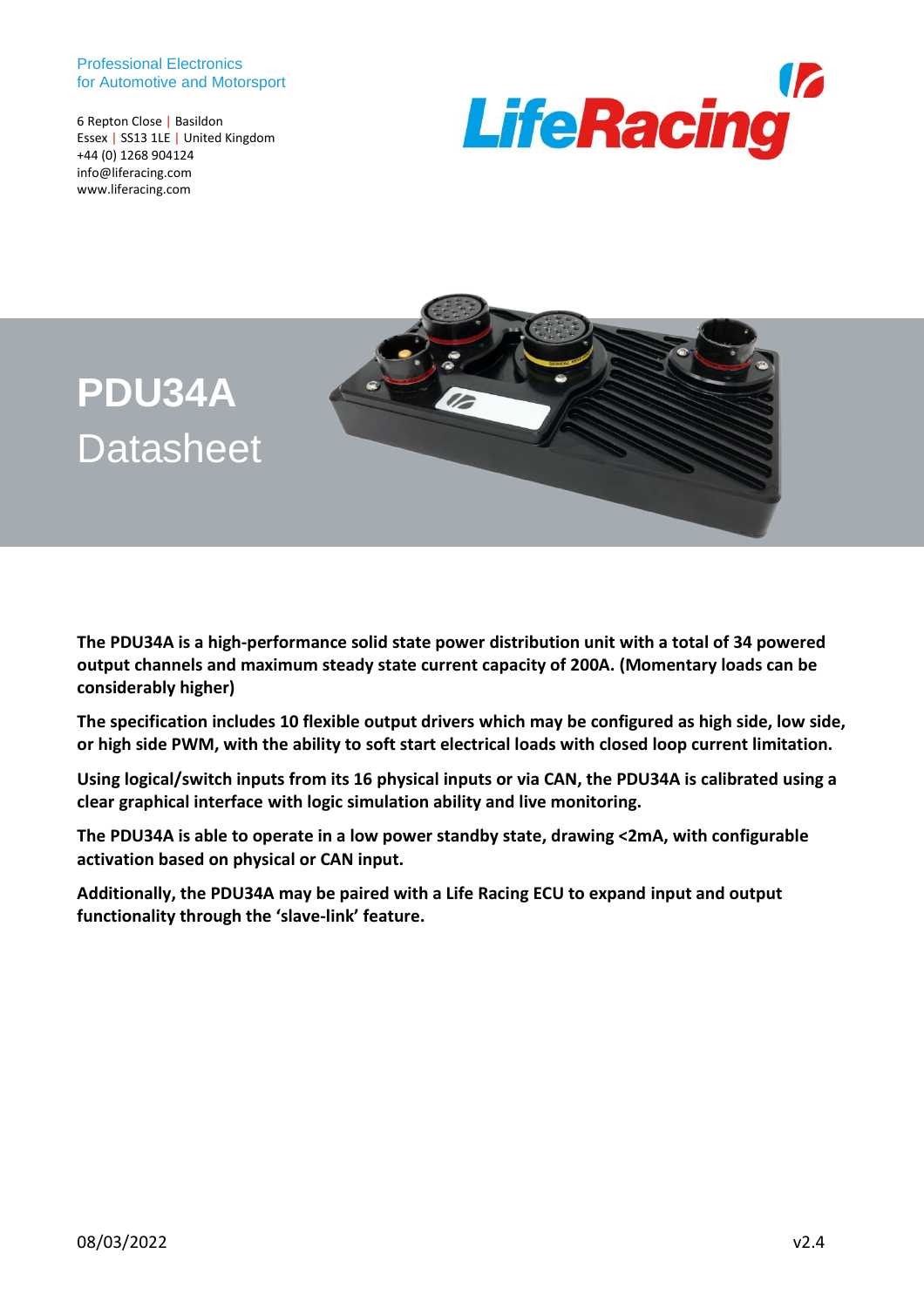Professional Electronics
for Automotive and Motorsport

6 Repton Close | Basildon
Essex | SS13 1LE | United Kingdom
+44 (0) 1268 904124
info@liferacing.com
www.liferacing.com

LifeRacing

# PDU34A
# Datasheet

**The PDU34A is a high-performance solid state power distribution unit with a total of 34 powered output channels and maximum steady state current capacity of 200A. (Momentary loads can be considerably higher)**

**The specification includes 10 flexible output drivers which may be configured as high side, low side, or high side PWM, with the ability to soft start electrical loads with closed loop current limitation.**

**Using logical/switch inputs from its 16 physical inputs or via CAN, the PDU34A is calibrated using a clear graphical interface with logic simulation ability and live monitoring.**

**The PDU34A is able to operate in a low power standby state, drawing <2mA, with configurable activation based on physical or CAN input.**

**Additionally, the PDU34A may be paired with a Life Racing ECU to expand input and output functionality through the 'slave-link' feature.**

08/03/2022 v2.4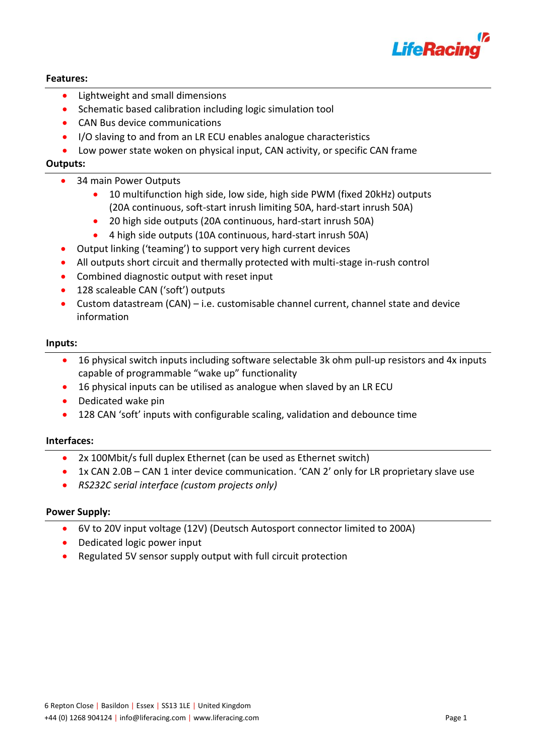**Features:**

- Lightweight and small dimensions
- Schematic based calibration including logic simulation tool
- CAN Bus device communications
- I/O slaving to and from an LR ECU enables analogue characteristics
- Low power state woken on physical input, CAN activity, or specific CAN frame

**Outputs:**

- 34 main Power Outputs
  - 10 multifunction high side, low side, high side PWM (fixed 20kHz) outputs (20A continuous, soft-start inrush limiting 50A, hard-start inrush 50A)
  - 20 high side outputs (20A continuous, hard-start inrush 50A)
  - 4 high side outputs (10A continuous, hard-start inrush 50A)
- Output linking ('teaming') to support very high current devices
- All outputs short circuit and thermally protected with multi-stage in-rush control
- Combined diagnostic output with reset input
- 128 scaleable CAN ('soft') outputs
- Custom datastream (CAN) – i.e. customisable channel current, channel state and device information

**Inputs:**

- 16 physical switch inputs including software selectable 3k ohm pull-up resistors and 4x inputs capable of programmable "wake up" functionality
- 16 physical inputs can be utilised as analogue when slaved by an LR ECU
- Dedicated wake pin
- 128 CAN 'soft' inputs with configurable scaling, validation and debounce time

**Interfaces:**

- 2x 100Mbit/s full duplex Ethernet (can be used as Ethernet switch)
- 1x CAN 2.0B – CAN 1 inter device communication. 'CAN 2' only for LR proprietary slave use
- *RS232C serial interface (custom projects only)*

**Power Supply:**

- 6V to 20V input voltage (12V) (Deutsch Autosport connector limited to 200A)
- Dedicated logic power input
- Regulated 5V sensor supply output with full circuit protection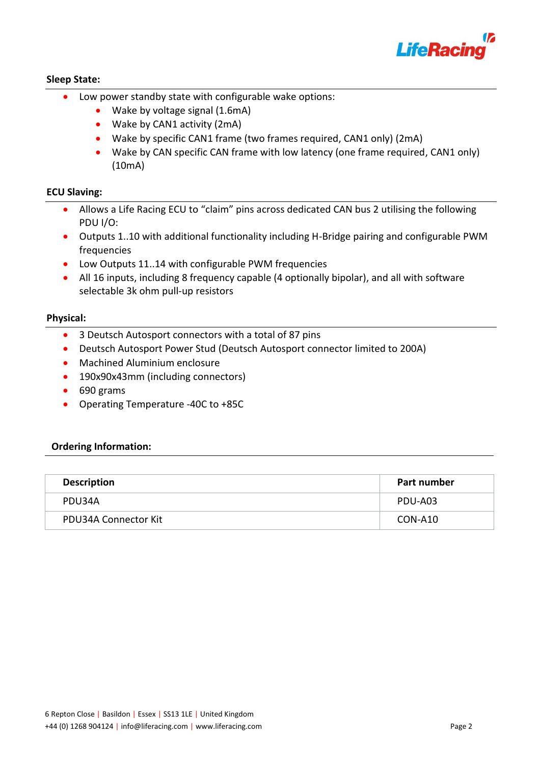### Sleep State:

- Low power standby state with configurable wake options:
  - Wake by voltage signal (1.6mA)
  - Wake by CAN1 activity (2mA)
  - Wake by specific CAN1 frame (two frames required, CAN1 only) (2mA)
  - Wake by CAN specific CAN frame with low latency (one frame required, CAN1 only) (10mA)

### ECU Slaving:

- Allows a Life Racing ECU to “claim” pins across dedicated CAN bus 2 utilising the following PDU I/O:
- Outputs 1..10 with additional functionality including H-Bridge pairing and configurable PWM frequencies
- Low Outputs 11..14 with configurable PWM frequencies
- All 16 inputs, including 8 frequency capable (4 optionally bipolar), and all with software selectable 3k ohm pull-up resistors

### Physical:

- 3 Deutsch Autosport connectors with a total of 87 pins
- Deutsch Autosport Power Stud (Deutsch Autosport connector limited to 200A)
- Machined Aluminium enclosure
- 190x90x43mm (including connectors)
- 690 grams
- Operating Temperature -40C to +85C

### Ordering Information:

| Description | Part number |
|---|---|
| PDU34A | PDU-A03 |
| PDU34A Connector Kit | CON-A10 |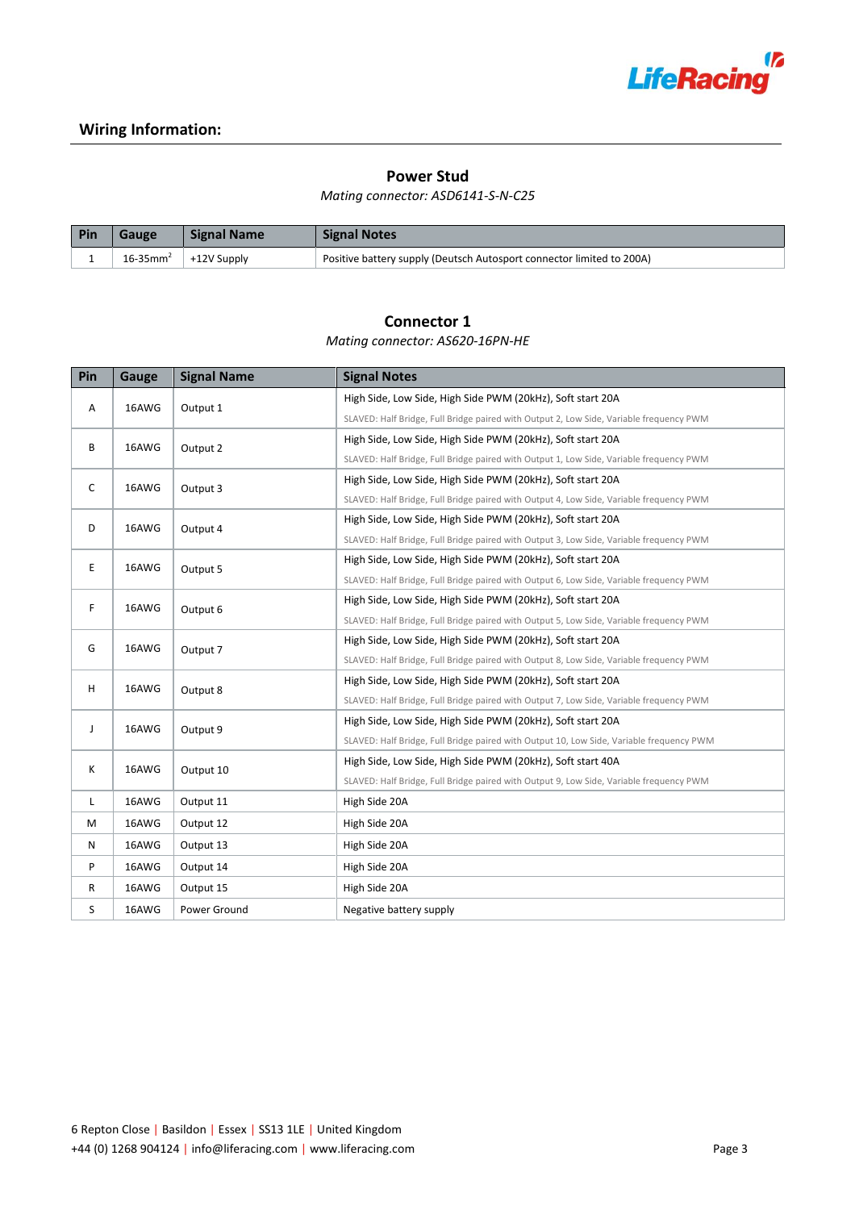## Wiring Information:

### Power Stud

*Mating connector: ASD6141-S-N-C25*

| Pin | Gauge | Signal Name | Signal Notes |
|---|---|---|---|
| 1 | 16-35mm$^2$ | +12V Supply | Positive battery supply (Deutsch Autosport connector limited to 200A) |

### Connector 1

*Mating connector: AS620-16PN-HE*

| Pin | Gauge | Signal Name | Signal Notes |
|---|---|---|---|
| A | 16AWG | Output 1 | High Side, Low Side, High Side PWM (20kHz), Soft start 20A<br>SLAVED: Half Bridge, Full Bridge paired with Output 2, Low Side, Variable frequency PWM |
| B | 16AWG | Output 2 | High Side, Low Side, High Side PWM (20kHz), Soft start 20A<br>SLAVED: Half Bridge, Full Bridge paired with Output 1, Low Side, Variable frequency PWM |
| C | 16AWG | Output 3 | High Side, Low Side, High Side PWM (20kHz), Soft start 20A<br>SLAVED: Half Bridge, Full Bridge paired with Output 4, Low Side, Variable frequency PWM |
| D | 16AWG | Output 4 | High Side, Low Side, High Side PWM (20kHz), Soft start 20A<br>SLAVED: Half Bridge, Full Bridge paired with Output 3, Low Side, Variable frequency PWM |
| E | 16AWG | Output 5 | High Side, Low Side, High Side PWM (20kHz), Soft start 20A<br>SLAVED: Half Bridge, Full Bridge paired with Output 6, Low Side, Variable frequency PWM |
| F | 16AWG | Output 6 | High Side, Low Side, High Side PWM (20kHz), Soft start 20A<br>SLAVED: Half Bridge, Full Bridge paired with Output 5, Low Side, Variable frequency PWM |
| G | 16AWG | Output 7 | High Side, Low Side, High Side PWM (20kHz), Soft start 20A<br>SLAVED: Half Bridge, Full Bridge paired with Output 8, Low Side, Variable frequency PWM |
| H | 16AWG | Output 8 | High Side, Low Side, High Side PWM (20kHz), Soft start 20A<br>SLAVED: Half Bridge, Full Bridge paired with Output 7, Low Side, Variable frequency PWM |
| J | 16AWG | Output 9 | High Side, Low Side, High Side PWM (20kHz), Soft start 20A<br>SLAVED: Half Bridge, Full Bridge paired with Output 10, Low Side, Variable frequency PWM |
| K | 16AWG | Output 10 | High Side, Low Side, High Side PWM (20kHz), Soft start 40A<br>SLAVED: Half Bridge, Full Bridge paired with Output 9, Low Side, Variable frequency PWM |
| L | 16AWG | Output 11 | High Side 20A |
| M | 16AWG | Output 12 | High Side 20A |
| N | 16AWG | Output 13 | High Side 20A |
| P | 16AWG | Output 14 | High Side 20A |
| R | 16AWG | Output 15 | High Side 20A |
| S | 16AWG | Power Ground | Negative battery supply |

6 Repton Close | Basildon | Essex | SS13 1LE | United Kingdom
+44 (0) 1268 904124 | info@liferacing.com | www.liferacing.com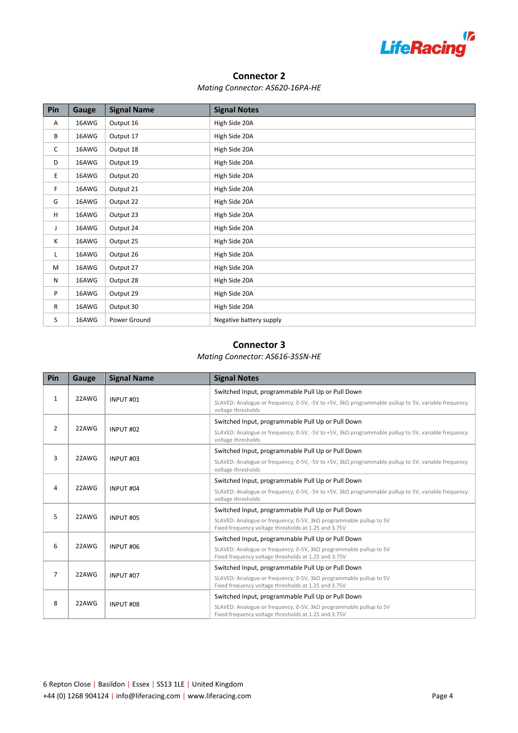## Connector 2

*Mating Connector: AS620-16PA-HE*

| Pin | Gauge | Signal Name | Signal Notes |
|---|---|---|---|
| A | 16AWG | Output 16 | High Side 20A |
| B | 16AWG | Output 17 | High Side 20A |
| C | 16AWG | Output 18 | High Side 20A |
| D | 16AWG | Output 19 | High Side 20A |
| E | 16AWG | Output 20 | High Side 20A |
| F | 16AWG | Output 21 | High Side 20A |
| G | 16AWG | Output 22 | High Side 20A |
| H | 16AWG | Output 23 | High Side 20A |
| J | 16AWG | Output 24 | High Side 20A |
| K | 16AWG | Output 25 | High Side 20A |
| L | 16AWG | Output 26 | High Side 20A |
| M | 16AWG | Output 27 | High Side 20A |
| N | 16AWG | Output 28 | High Side 20A |
| P | 16AWG | Output 29 | High Side 20A |
| R | 16AWG | Output 30 | High Side 20A |
| S | 16AWG | Power Ground | Negative battery supply |

## Connector 3

*Mating Connector: AS616-35SN-HE*

| Pin | Gauge | Signal Name | Signal Notes |
|---|---|---|---|
| 1 | 22AWG | INPUT #01 | Switched Input, programmable Pull Up or Pull Down<br>SLAVED: Analogue or frequency; 0-5V, -5V to +5V, 3kΩ programmable pullup to 5V, variable frequency voltage thresholds |
| 2 | 22AWG | INPUT #02 | Switched Input, programmable Pull Up or Pull Down<br>SLAVED: Analogue or frequency; 0-5V, -5V to +5V, 3kΩ programmable pullup to 5V, variable frequency voltage thresholds |
| 3 | 22AWG | INPUT #03 | Switched Input, programmable Pull Up or Pull Down<br>SLAVED: Analogue or frequency; 0-5V, -5V to +5V, 3kΩ programmable pullup to 5V, variable frequency voltage thresholds |
| 4 | 22AWG | INPUT #04 | Switched Input, programmable Pull Up or Pull Down<br>SLAVED: Analogue or frequency; 0-5V, -5V to +5V, 3kΩ programmable pullup to 5V, variable frequency voltage thresholds |
| 5 | 22AWG | INPUT #05 | Switched Input, programmable Pull Up or Pull Down<br>SLAVED: Analogue or frequency; 0-5V, 3kΩ programmable pullup to 5V<br>Fixed frequency voltage thresholds at 1.25 and 3.75V |
| 6 | 22AWG | INPUT #06 | Switched Input, programmable Pull Up or Pull Down<br>SLAVED: Analogue or frequency; 0-5V, 3kΩ programmable pullup to 5V<br>Fixed frequency voltage thresholds at 1.25 and 3.75V |
| 7 | 22AWG | INPUT #07 | Switched Input, programmable Pull Up or Pull Down<br>SLAVED: Analogue or frequency; 0-5V, 3kΩ programmable pullup to 5V<br>Fixed frequency voltage thresholds at 1.25 and 3.75V |
| 8 | 22AWG | INPUT #08 | Switched Input, programmable Pull Up or Pull Down<br>SLAVED: Analogue or frequency; 0-5V, 3kΩ programmable pullup to 5V<br>Fixed frequency voltage thresholds at 1.25 and 3.75V |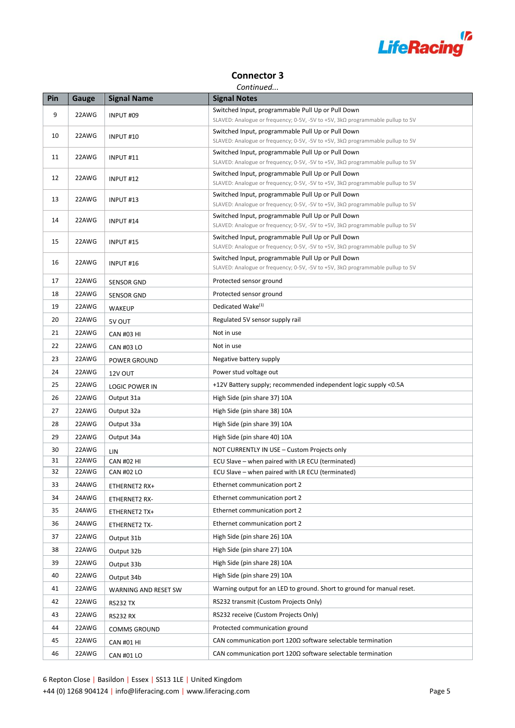## Connector 3

*Continued...*

| Pin | Gauge | Signal Name | Signal Notes |
|---|---|---|---|
| 9 | 22AWG | INPUT #09 | Switched Input, programmable Pull Up or Pull Down<br>SLAVED: Analogue or frequency; 0-5V, -5V to +5V, 3kΩ programmable pullup to 5V |
| 10 | 22AWG | INPUT #10 | Switched Input, programmable Pull Up or Pull Down<br>SLAVED: Analogue or frequency; 0-5V, -5V to +5V, 3kΩ programmable pullup to 5V |
| 11 | 22AWG | INPUT #11 | Switched Input, programmable Pull Up or Pull Down<br>SLAVED: Analogue or frequency; 0-5V, -5V to +5V, 3kΩ programmable pullup to 5V |
| 12 | 22AWG | INPUT #12 | Switched Input, programmable Pull Up or Pull Down<br>SLAVED: Analogue or frequency; 0-5V, -5V to +5V, 3kΩ programmable pullup to 5V |
| 13 | 22AWG | INPUT #13 | Switched Input, programmable Pull Up or Pull Down<br>SLAVED: Analogue or frequency; 0-5V, -5V to +5V, 3kΩ programmable pullup to 5V |
| 14 | 22AWG | INPUT #14 | Switched Input, programmable Pull Up or Pull Down<br>SLAVED: Analogue or frequency; 0-5V, -5V to +5V, 3kΩ programmable pullup to 5V |
| 15 | 22AWG | INPUT #15 | Switched Input, programmable Pull Up or Pull Down<br>SLAVED: Analogue or frequency; 0-5V, -5V to +5V, 3kΩ programmable pullup to 5V |
| 16 | 22AWG | INPUT #16 | Switched Input, programmable Pull Up or Pull Down<br>SLAVED: Analogue or frequency; 0-5V, -5V to +5V, 3kΩ programmable pullup to 5V |
| 17 | 22AWG | SENSOR GND | Protected sensor ground |
| 18 | 22AWG | SENSOR GND | Protected sensor ground |
| 19 | 22AWG | WAKEUP | Dedicated Wake[1] |
| 20 | 22AWG | 5V OUT | Regulated 5V sensor supply rail |
| 21 | 22AWG | CAN #03 HI | Not in use |
| 22 | 22AWG | CAN #03 LO | Not in use |
| 23 | 22AWG | POWER GROUND | Negative battery supply |
| 24 | 22AWG | 12V OUT | Power stud voltage out |
| 25 | 22AWG | LOGIC POWER IN | +12V Battery supply; recommended independent logic supply <0.5A |
| 26 | 22AWG | Output 31a | High Side (pin share 37) 10A |
| 27 | 22AWG | Output 32a | High Side (pin share 38) 10A |
| 28 | 22AWG | Output 33a | High Side (pin share 39) 10A |
| 29 | 22AWG | Output 34a | High Side (pin share 40) 10A |
| 30 | 22AWG | LIN | NOT CURRENTLY IN USE – Custom Projects only |
| 31 | 22AWG | CAN #02 HI | ECU Slave – when paired with LR ECU (terminated) |
| 32 | 22AWG | CAN #02 LO | ECU Slave – when paired with LR ECU (terminated) |
| 33 | 24AWG | ETHERNET2 RX+ | Ethernet communication port 2 |
| 34 | 24AWG | ETHERNET2 RX- | Ethernet communication port 2 |
| 35 | 24AWG | ETHERNET2 TX+ | Ethernet communication port 2 |
| 36 | 24AWG | ETHERNET2 TX- | Ethernet communication port 2 |
| 37 | 22AWG | Output 31b | High Side (pin share 26) 10A |
| 38 | 22AWG | Output 32b | High Side (pin share 27) 10A |
| 39 | 22AWG | Output 33b | High Side (pin share 28) 10A |
| 40 | 22AWG | Output 34b | High Side (pin share 29) 10A |
| 41 | 22AWG | WARNING AND RESET SW | Warning output for an LED to ground. Short to ground for manual reset. |
| 42 | 22AWG | RS232 TX | RS232 transmit (Custom Projects Only) |
| 43 | 22AWG | RS232 RX | RS232 receive (Custom Projects Only) |
| 44 | 22AWG | COMMS GROUND | Protected communication ground |
| 45 | 22AWG | CAN #01 HI | CAN communication port 120Ω software selectable termination |
| 46 | 22AWG | CAN #01 LO | CAN communication port 120Ω software selectable termination |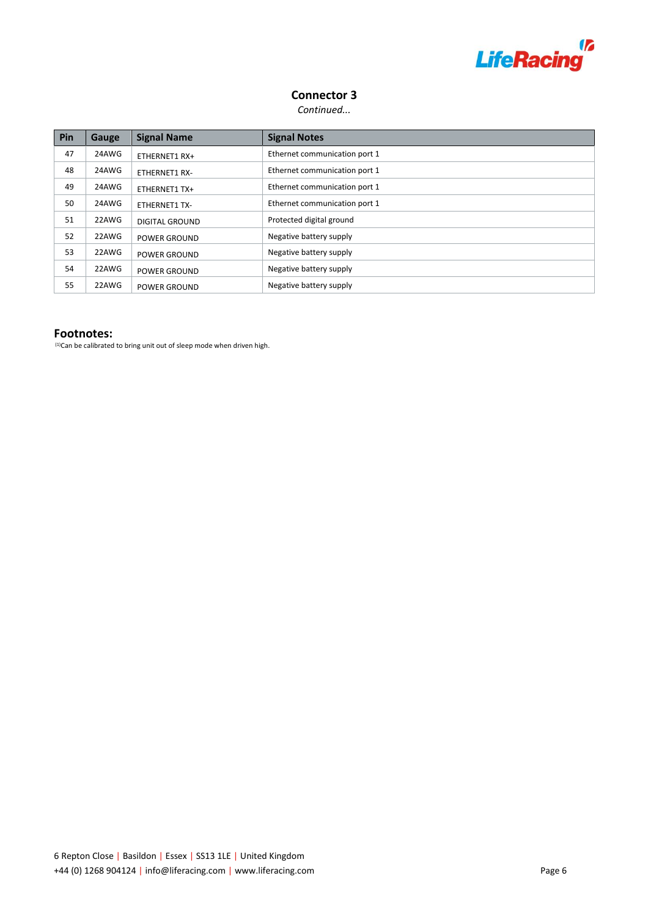## Connector 3

*Continued...*

| Pin | Gauge | Signal Name | Signal Notes |
|---|---|---|---|
| 47 | 24AWG | ETHERNET1 RX+ | Ethernet communication port 1 |
| 48 | 24AWG | ETHERNET1 RX- | Ethernet communication port 1 |
| 49 | 24AWG | ETHERNET1 TX+ | Ethernet communication port 1 |
| 50 | 24AWG | ETHERNET1 TX- | Ethernet communication port 1 |
| 51 | 22AWG | DIGITAL GROUND | Protected digital ground |
| 52 | 22AWG | POWER GROUND | Negative battery supply |
| 53 | 22AWG | POWER GROUND | Negative battery supply |
| 54 | 22AWG | POWER GROUND | Negative battery supply |
| 55 | 22AWG | POWER GROUND | Negative battery supply |

### Footnotes:

(1)Can be calibrated to bring unit out of sleep mode when driven high.

6 Repton Close | Basildon | Essex | SS13 1LE | United Kingdom
+44 (0) 1268 904124 | info@liferacing.com | www.liferacing.com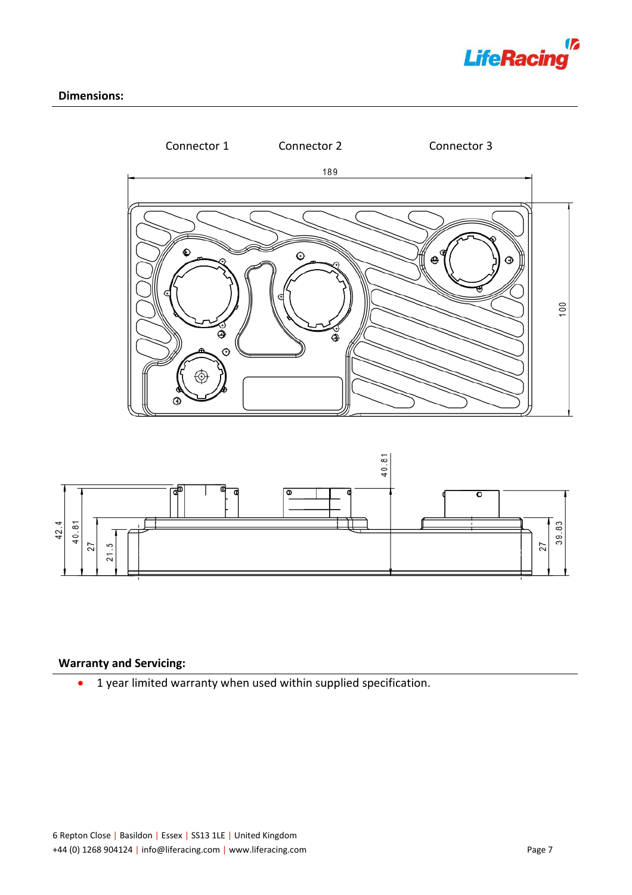## Dimensions:

Connector 1

Connector 2

Connector 3

189

100

40.81

42.4

40.81

27

21.5

27

39.83

## Warranty and Servicing:

- 1 year limited warranty when used within supplied specification.

6 Repton Close | Basildon | Essex | SS13 1LE | United Kingdom
+44 (0) 1268 904124 | info@liferacing.com | www.liferacing.com